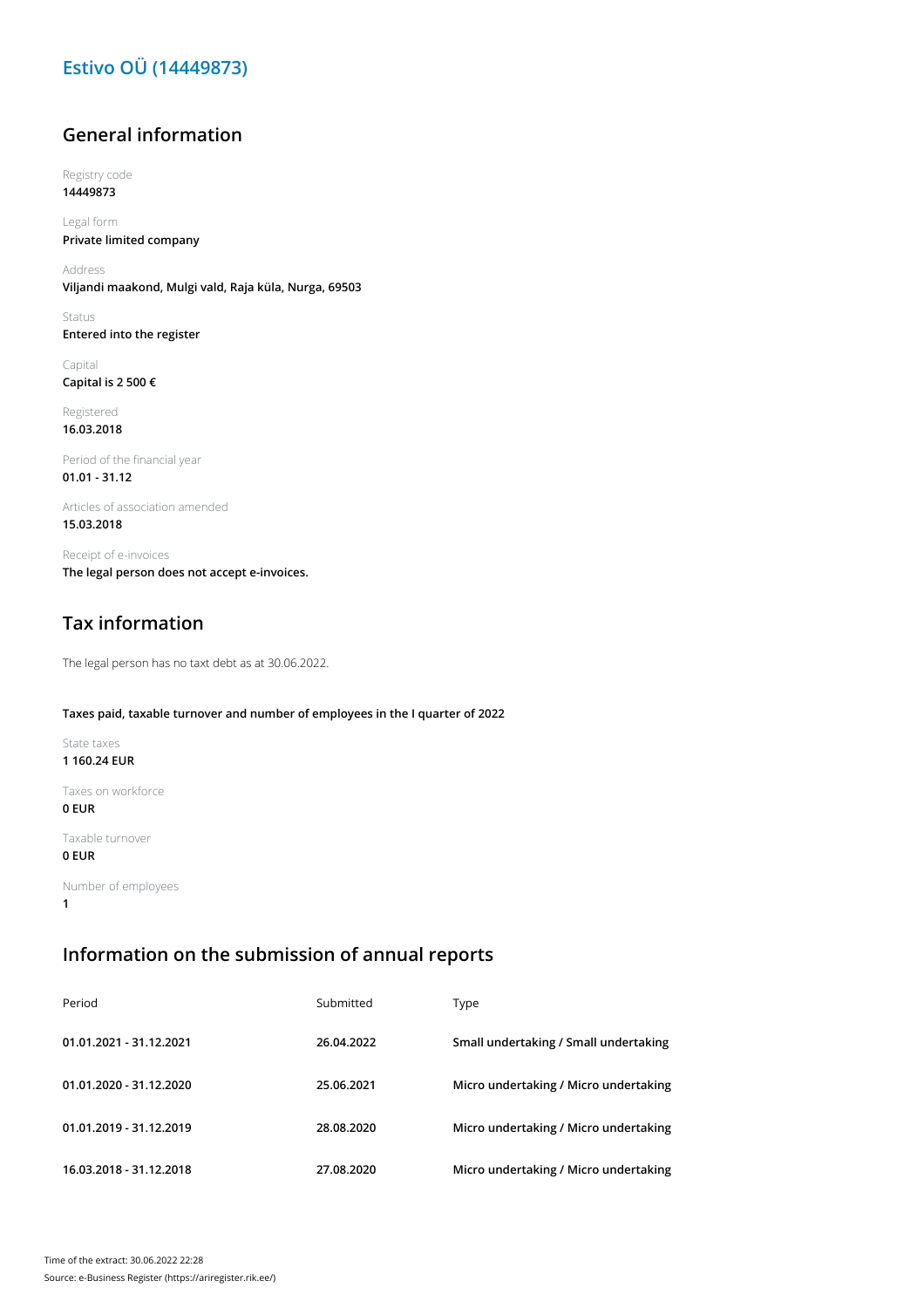# Estivo OÜ (14449873)

## General information

Registry code
**14449873**

Legal form
**Private limited company**

Address
**Viljandi maakond, Mulgi vald, Raja küla, Nurga, 69503**

Status
**Entered into the register**

Capital
**Capital is 2 500 €**

Registered
**16.03.2018**

Period of the financial year
**01.01 - 31.12**

Articles of association amended
**15.03.2018**

Receipt of e-invoices
**The legal person does not accept e-invoices.**

## Tax information

The legal person has no taxt debt as at 30.06.2022.

**Taxes paid, taxable turnover and number of employees in the I quarter of 2022**

State taxes
**1 160.24 EUR**

Taxes on workforce
**0 EUR**

Taxable turnover
**0 EUR**

Number of employees
**1**

## Information on the submission of annual reports

| Period | Submitted | Type |
|---|---|---|
| **01.01.2021 - 31.12.2021** | **26.04.2022** | **Small undertaking / Small undertaking** |
| **01.01.2020 - 31.12.2020** | **25.06.2021** | **Micro undertaking / Micro undertaking** |
| **01.01.2019 - 31.12.2019** | **28.08.2020** | **Micro undertaking / Micro undertaking** |
| **16.03.2018 - 31.12.2018** | **27.08.2020** | **Micro undertaking / Micro undertaking** |

Time of the extract: 30.06.2022 22:28
Source: e-Business Register (https://ariregister.rik.ee/)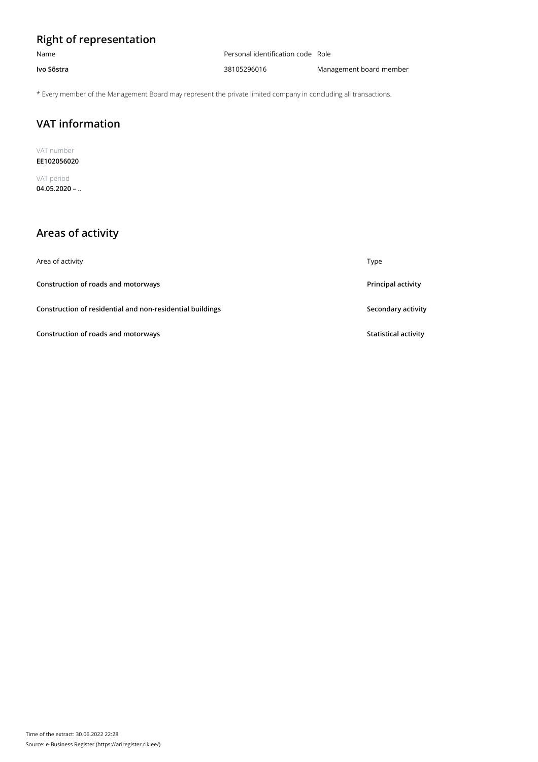## Right of representation

| Name | Personal identification code | Role |
| --- | --- | --- |
| **Ivo Sõstra** | 38105296016 | Management board member |

* Every member of the Management Board may represent the private limited company in concluding all transactions.

## VAT information

VAT number
**EE102056020**

VAT period
**04.05.2020 – ..**

## Areas of activity

| Area of activity | Type |
| --- | --- |
| **Construction of roads and motorways** | **Principal activity** |
| **Construction of residential and non-residential buildings** | **Secondary activity** |
| **Construction of roads and motorways** | **Statistical activity** |

Time of the extract: 30.06.2022 22:28
Source: e-Business Register (https://ariregister.rik.ee/)